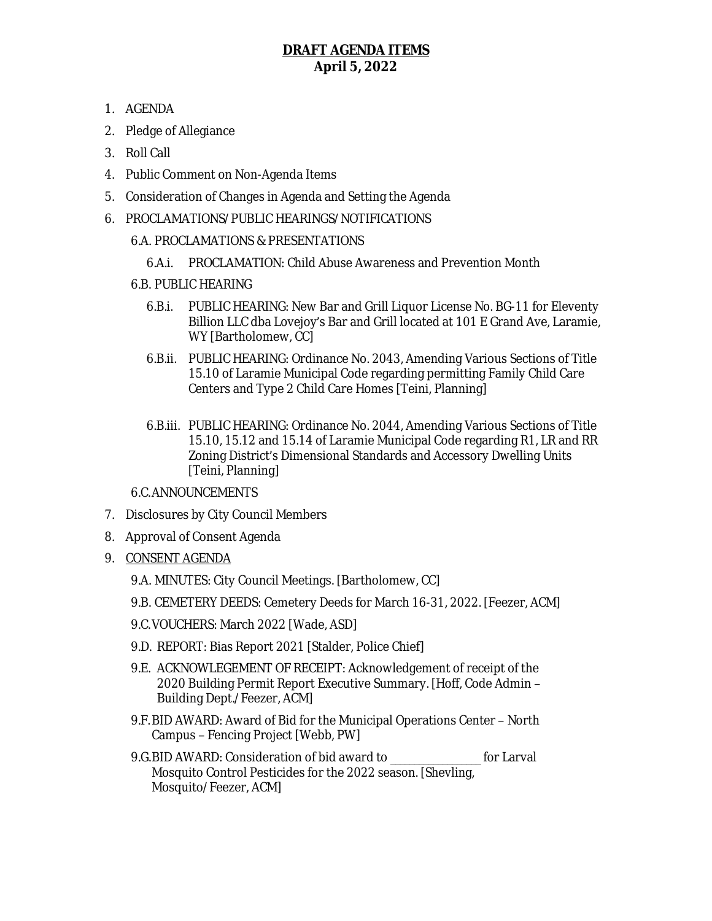# **DRAFT AGENDA ITEMS**
## April 5, 2022

1. AGENDA
2. Pledge of Allegiance
3. Roll Call
4. Public Comment on Non-Agenda Items
5. Consideration of Changes in Agenda and Setting the Agenda
6. PROCLAMATIONS/PUBLIC HEARINGS/NOTIFICATIONS
   - 6.A. PROCLAMATIONS & PRESENTATIONS
     - 6.A.i. PROCLAMATION: Child Abuse Awareness and Prevention Month
   - 6.B. PUBLIC HEARING
     - 6.B.i. PUBLIC HEARING: New Bar and Grill Liquor License No. BG-11 for Eleventy Billion LLC dba Lovejoy's Bar and Grill located at 101 E Grand Ave, Laramie, WY [Bartholomew, CC]
     - 6.B.ii. PUBLIC HEARING: Ordinance No. 2043, Amending Various Sections of Title 15.10 of Laramie Municipal Code regarding permitting Family Child Care Centers and Type 2 Child Care Homes [Teini, Planning]
     - 6.B.iii. PUBLIC HEARING: Ordinance No. 2044, Amending Various Sections of Title 15.10, 15.12 and 15.14 of Laramie Municipal Code regarding R1, LR and RR Zoning District's Dimensional Standards and Accessory Dwelling Units [Teini, Planning]
   - 6.C. ANNOUNCEMENTS
7. Disclosures by City Council Members
8. Approval of Consent Agenda
9. <u>CONSENT AGENDA</u>
   - 9.A. MINUTES: City Council Meetings. [Bartholomew, CC]
   - 9.B. CEMETERY DEEDS: Cemetery Deeds for March 16-31, 2022. [Feezer, ACM]
   - 9.C. VOUCHERS: March 2022 [Wade, ASD]
   - 9.D. REPORT: Bias Report 2021 [Stalder, Police Chief]
   - 9.E. ACKNOWLEDGEMENT OF RECEIPT: Acknowledgement of receipt of the 2020 Building Permit Report Executive Summary. [Hoff, Code Admin – Building Dept./Feezer, ACM]
   - 9.F. BID AWARD: Award of Bid for the Municipal Operations Center – North Campus – Fencing Project [Webb, PW]
   - 9.G. BID AWARD: Consideration of bid award to ________________ for Larval Mosquito Control Pesticides for the 2022 season. [Shevling, Mosquito/Feezer, ACM]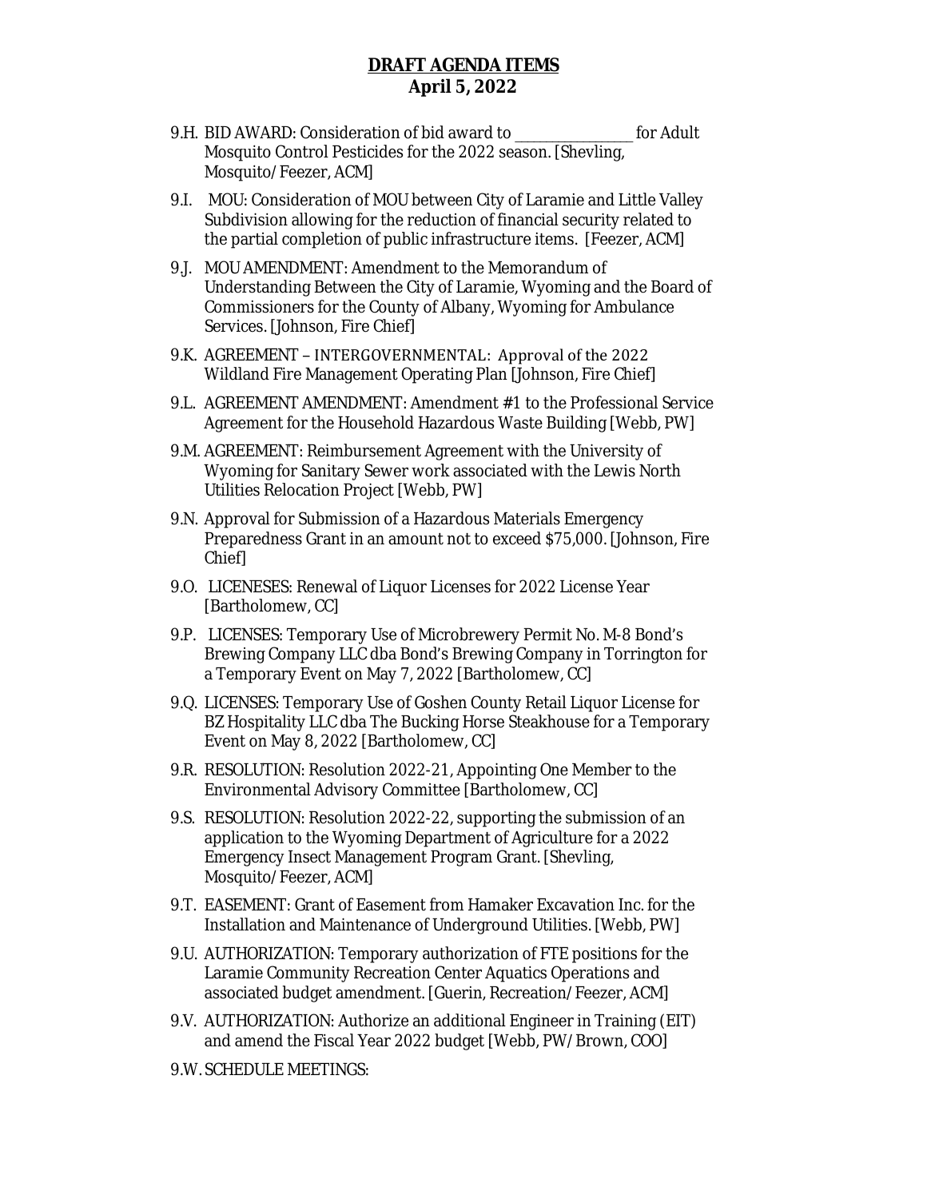**DRAFT AGENDA ITEMS**
**April 5, 2022**

9.H. BID AWARD: Consideration of bid award to _______________ for Adult Mosquito Control Pesticides for the 2022 season. [Shevling, Mosquito/Feezer, ACM]

9.I. MOU: Consideration of MOU between City of Laramie and Little Valley Subdivision allowing for the reduction of financial security related to the partial completion of public infrastructure items. [Feezer, ACM]

9.J. MOU AMENDMENT: Amendment to the Memorandum of Understanding Between the City of Laramie, Wyoming and the Board of Commissioners for the County of Albany, Wyoming for Ambulance Services. [Johnson, Fire Chief]

9.K. AGREEMENT – INTERGOVERNMENTAL: Approval of the 2022 Wildland Fire Management Operating Plan [Johnson, Fire Chief]

9.L. AGREEMENT AMENDMENT: Amendment #1 to the Professional Service Agreement for the Household Hazardous Waste Building [Webb, PW]

9.M. AGREEMENT: Reimbursement Agreement with the University of Wyoming for Sanitary Sewer work associated with the Lewis North Utilities Relocation Project [Webb, PW]

9.N. Approval for Submission of a Hazardous Materials Emergency Preparedness Grant in an amount not to exceed $75,000. [Johnson, Fire Chief]

9.O. LICENESES: Renewal of Liquor Licenses for 2022 License Year [Bartholomew, CC]

9.P. LICENSES: Temporary Use of Microbrewery Permit No. M-8 Bond's Brewing Company LLC dba Bond's Brewing Company in Torrington for a Temporary Event on May 7, 2022 [Bartholomew, CC]

9.Q. LICENSES: Temporary Use of Goshen County Retail Liquor License for BZ Hospitality LLC dba The Bucking Horse Steakhouse for a Temporary Event on May 8, 2022 [Bartholomew, CC]

9.R. RESOLUTION: Resolution 2022-21, Appointing One Member to the Environmental Advisory Committee [Bartholomew, CC]

9.S. RESOLUTION: Resolution 2022-22, supporting the submission of an application to the Wyoming Department of Agriculture for a 2022 Emergency Insect Management Program Grant. [Shevling, Mosquito/Feezer, ACM]

9.T. EASEMENT: Grant of Easement from Hamaker Excavation Inc. for the Installation and Maintenance of Underground Utilities. [Webb, PW]

9.U. AUTHORIZATION: Temporary authorization of FTE positions for the Laramie Community Recreation Center Aquatics Operations and associated budget amendment. [Guerin, Recreation/Feezer, ACM]

9.V. AUTHORIZATION: Authorize an additional Engineer in Training (EIT) and amend the Fiscal Year 2022 budget [Webb, PW/Brown, COO]

9.W. SCHEDULE MEETINGS: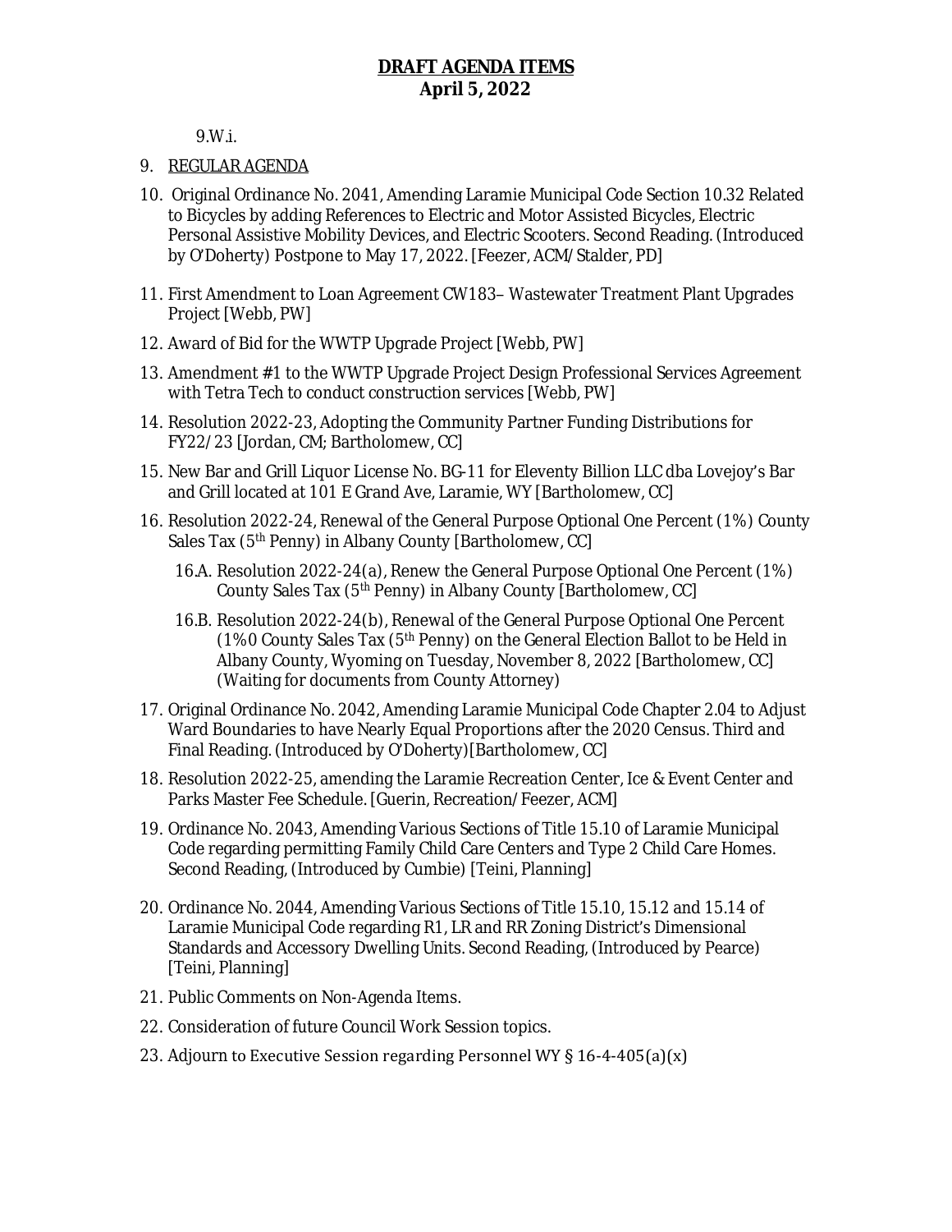**DRAFT AGENDA ITEMS**
**April 5, 2022**

9.W.i.

9. REGULAR AGENDA

10. Original Ordinance No. 2041, Amending Laramie Municipal Code Section 10.32 Related to Bicycles by adding References to Electric and Motor Assisted Bicycles, Electric Personal Assistive Mobility Devices, and Electric Scooters. Second Reading. (Introduced by O'Doherty) Postpone to May 17, 2022. [Feezer, ACM/Stalder, PD]

11. First Amendment to Loan Agreement CW183– Wastewater Treatment Plant Upgrades Project [Webb, PW]

12. Award of Bid for the WWTP Upgrade Project [Webb, PW]

13. Amendment #1 to the WWTP Upgrade Project Design Professional Services Agreement with Tetra Tech to conduct construction services [Webb, PW]

14. Resolution 2022-23, Adopting the Community Partner Funding Distributions for FY22/23 [Jordan, CM; Bartholomew, CC]

15. New Bar and Grill Liquor License No. BG-11 for Eleventy Billion LLC dba Lovejoy's Bar and Grill located at 101 E Grand Ave, Laramie, WY [Bartholomew, CC]

16. Resolution 2022-24, Renewal of the General Purpose Optional One Percent (1%) County Sales Tax (5th Penny) in Albany County [Bartholomew, CC]

    16.A. Resolution 2022-24(a), Renew the General Purpose Optional One Percent (1%) County Sales Tax (5th Penny) in Albany County [Bartholomew, CC]

    16.B. Resolution 2022-24(b), Renewal of the General Purpose Optional One Percent (1%0 County Sales Tax (5th Penny) on the General Election Ballot to be Held in Albany County, Wyoming on Tuesday, November 8, 2022 [Bartholomew, CC] (Waiting for documents from County Attorney)

17. Original Ordinance No. 2042, Amending Laramie Municipal Code Chapter 2.04 to Adjust Ward Boundaries to have Nearly Equal Proportions after the 2020 Census. Third and Final Reading. (Introduced by O'Doherty)[Bartholomew, CC]

18. Resolution 2022-25, amending the Laramie Recreation Center, Ice & Event Center and Parks Master Fee Schedule. [Guerin, Recreation/Feezer, ACM]

19. Ordinance No. 2043, Amending Various Sections of Title 15.10 of Laramie Municipal Code regarding permitting Family Child Care Centers and Type 2 Child Care Homes. Second Reading, (Introduced by Cumbie) [Teini, Planning]

20. Ordinance No. 2044, Amending Various Sections of Title 15.10, 15.12 and 15.14 of Laramie Municipal Code regarding R1, LR and RR Zoning District's Dimensional Standards and Accessory Dwelling Units. Second Reading, (Introduced by Pearce) [Teini, Planning]

21. Public Comments on Non-Agenda Items.

22. Consideration of future Council Work Session topics.

23. Adjourn to Executive Session regarding Personnel WY § 16-4-405(a)(x)